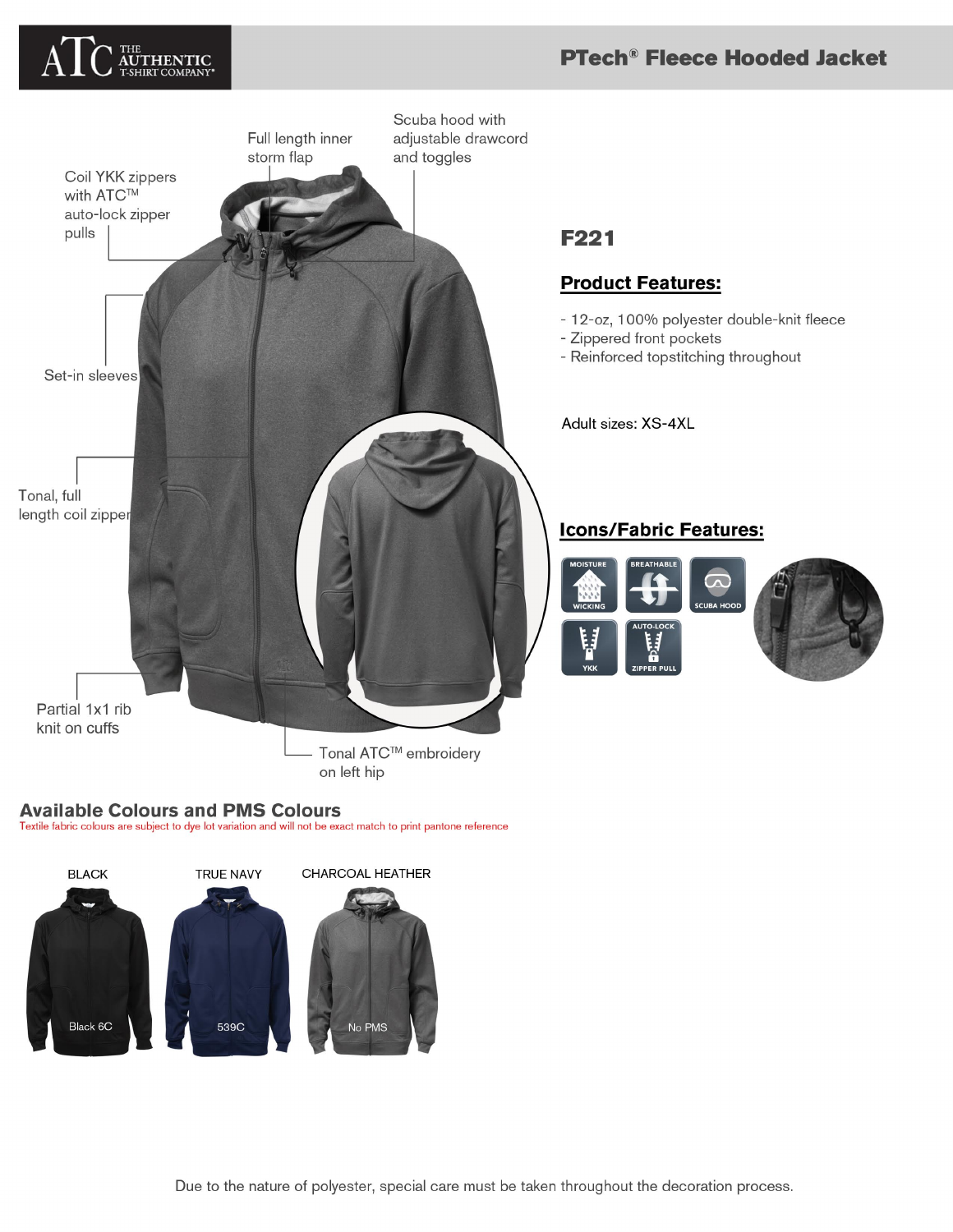ATC THE AUTHENTIC T-SHIRT COMPANY®

# PTech® Fleece Hooded Jacket

Full length inner storm flap

Scuba hood with adjustable drawcord and toggles

Coil YKK zippers with ATC™ auto-lock zipper pulls

Set-in sleeves

Tonal, full length coil zipper

Partial 1x1 rib knit on cuffs

Tonal ATC™ embroidery on left hip

## F221

### Product Features:

- 12-oz, 100% polyester double-knit fleece
- Zippered front pockets
- Reinforced topstitching throughout

Adult sizes: XS-4XL

### Icons/Fabric Features:

MOISTURE WICKING

BREATHABLE

SCUBA HOOD

YKK

AUTO-LOCK ZIPPER PULL

## Available Colours and PMS Colours

Textile fabric colours are subject to dye lot variation and will not be exact match to print pantone reference

| BLACK | TRUE NAVY | CHARCOAL HEATHER |
|---|---|---|
| Black 6C | 539C | No PMS |

Due to the nature of polyester, special care must be taken throughout the decoration process.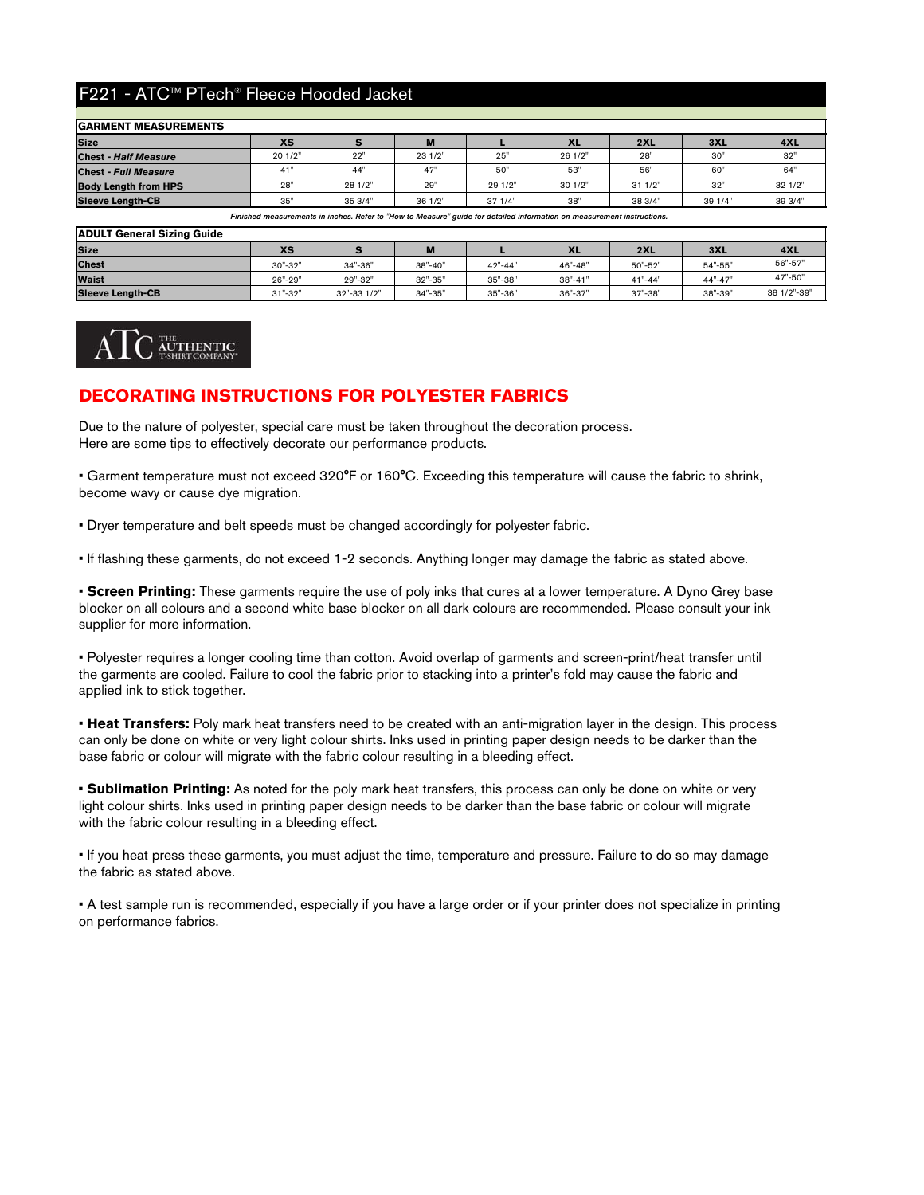## F221 - ATC™ PTech® Fleece Hooded Jacket

**GARMENT MEASUREMENTS**

| Size | XS | S | M | L | XL | 2XL | 3XL | 4XL |
|---|---|---|---|---|---|---|---|---|
| Chest - *Half Measure* | 20 1/2" | 22" | 23 1/2" | 25" | 26 1/2" | 28" | 30" | 32" |
| Chest - *Full Measure* | 41" | 44" | 47" | 50" | 53" | 56" | 60" | 64" |
| Body Length from HPS | 28" | 28 1/2" | 29" | 29 1/2" | 30 1/2" | 31 1/2" | 32" | 32 1/2" |
| Sleeve Length-CB | 35" | 35 3/4" | 36 1/2" | 37 1/4" | 38" | 38 3/4" | 39 1/4" | 39 3/4" |

*Finished measurements in inches. Refer to "How to Measure" guide for detailed information on measurement instructions.*

**ADULT General Sizing Guide**

| Size | XS | S | M | L | XL | 2XL | 3XL | 4XL |
|---|---|---|---|---|---|---|---|---|
| Chest | 30"-32" | 34"-36" | 38"-40" | 42"-44" | 46"-48" | 50"-52" | 54"-55" | 56"-57" |
| Waist | 26"-29" | 29"-32" | 32"-35" | 35"-38" | 38"-41" | 41"-44" | 44"-47" | 47"-50" |
| Sleeve Length-CB | 31"-32" | 32"-33 1/2" | 34"-35" | 35"-36" | 36"-37" | 37"-38" | 38"-39" | 38 1/2"-39" |

ATC THE AUTHENTIC T-SHIRT COMPANY®

## DECORATING INSTRUCTIONS FOR POLYESTER FABRICS

Due to the nature of polyester, special care must be taken throughout the decoration process.
Here are some tips to effectively decorate our performance products.

• Garment temperature must not exceed 320°F or 160°C. Exceeding this temperature will cause the fabric to shrink, become wavy or cause dye migration.

• Dryer temperature and belt speeds must be changed accordingly for polyester fabric.

• If flashing these garments, do not exceed 1-2 seconds. Anything longer may damage the fabric as stated above.

• **Screen Printing:** These garments require the use of poly inks that cures at a lower temperature. A Dyno Grey base blocker on all colours and a second white base blocker on all dark colours are recommended. Please consult your ink supplier for more information.

• Polyester requires a longer cooling time than cotton. Avoid overlap of garments and screen-print/heat transfer until the garments are cooled. Failure to cool the fabric prior to stacking into a printer's fold may cause the fabric and applied ink to stick together.

• **Heat Transfers:** Poly mark heat transfers need to be created with an anti-migration layer in the design. This process can only be done on white or very light colour shirts. Inks used in printing paper design needs to be darker than the base fabric or colour will migrate with the fabric colour resulting in a bleeding effect.

• **Sublimation Printing:** As noted for the poly mark heat transfers, this process can only be done on white or very light colour shirts. Inks used in printing paper design needs to be darker than the base fabric or colour will migrate with the fabric colour resulting in a bleeding effect.

• If you heat press these garments, you must adjust the time, temperature and pressure. Failure to do so may damage the fabric as stated above.

• A test sample run is recommended, especially if you have a large order or if your printer does not specialize in printing on performance fabrics.